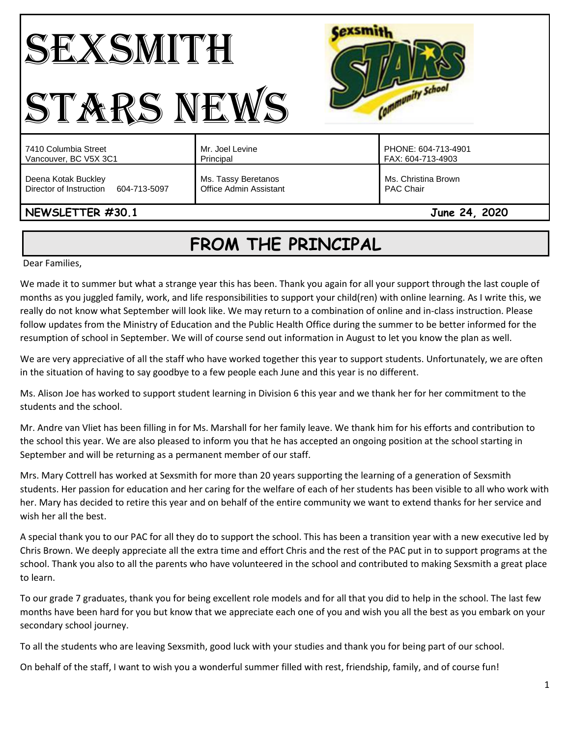# SEXSMITH STARS NEWS

| | | |
|---|---|---|
| 7410 Columbia Street<br>Vancouver, BC V5X 3C1 | Mr. Joel Levine<br>Principal | PHONE: 604-713-4901<br>FAX: 604-713-4903 |
| Deena Kotak Buckley<br>Director of Instruction 604-713-5097 | Ms. Tassy Beretanos<br>Office Admin Assistant | Ms. Christina Brown<br>PAC Chair |

**NEWSLETTER #30.1** **June 24, 2020**

## FROM THE PRINCIPAL

Dear Families,

We made it to summer but what a strange year this has been. Thank you again for all your support through the last couple of months as you juggled family, work, and life responsibilities to support your child(ren) with online learning. As I write this, we really do not know what September will look like. We may return to a combination of online and in-class instruction. Please follow updates from the Ministry of Education and the Public Health Office during the summer to be better informed for the resumption of school in September. We will of course send out information in August to let you know the plan as well.

We are very appreciative of all the staff who have worked together this year to support students. Unfortunately, we are often in the situation of having to say goodbye to a few people each June and this year is no different.

Ms. Alison Joe has worked to support student learning in Division 6 this year and we thank her for her commitment to the students and the school.

Mr. Andre van Vliet has been filling in for Ms. Marshall for her family leave. We thank him for his efforts and contribution to the school this year. We are also pleased to inform you that he has accepted an ongoing position at the school starting in September and will be returning as a permanent member of our staff.

Mrs. Mary Cottrell has worked at Sexsmith for more than 20 years supporting the learning of a generation of Sexsmith students. Her passion for education and her caring for the welfare of each of her students has been visible to all who work with her. Mary has decided to retire this year and on behalf of the entire community we want to extend thanks for her service and wish her all the best.

A special thank you to our PAC for all they do to support the school. This has been a transition year with a new executive led by Chris Brown. We deeply appreciate all the extra time and effort Chris and the rest of the PAC put in to support programs at the school. Thank you also to all the parents who have volunteered in the school and contributed to making Sexsmith a great place to learn.

To our grade 7 graduates, thank you for being excellent role models and for all that you did to help in the school. The last few months have been hard for you but know that we appreciate each one of you and wish you all the best as you embark on your secondary school journey.

To all the students who are leaving Sexsmith, good luck with your studies and thank you for being part of our school.

On behalf of the staff, I want to wish you a wonderful summer filled with rest, friendship, family, and of course fun!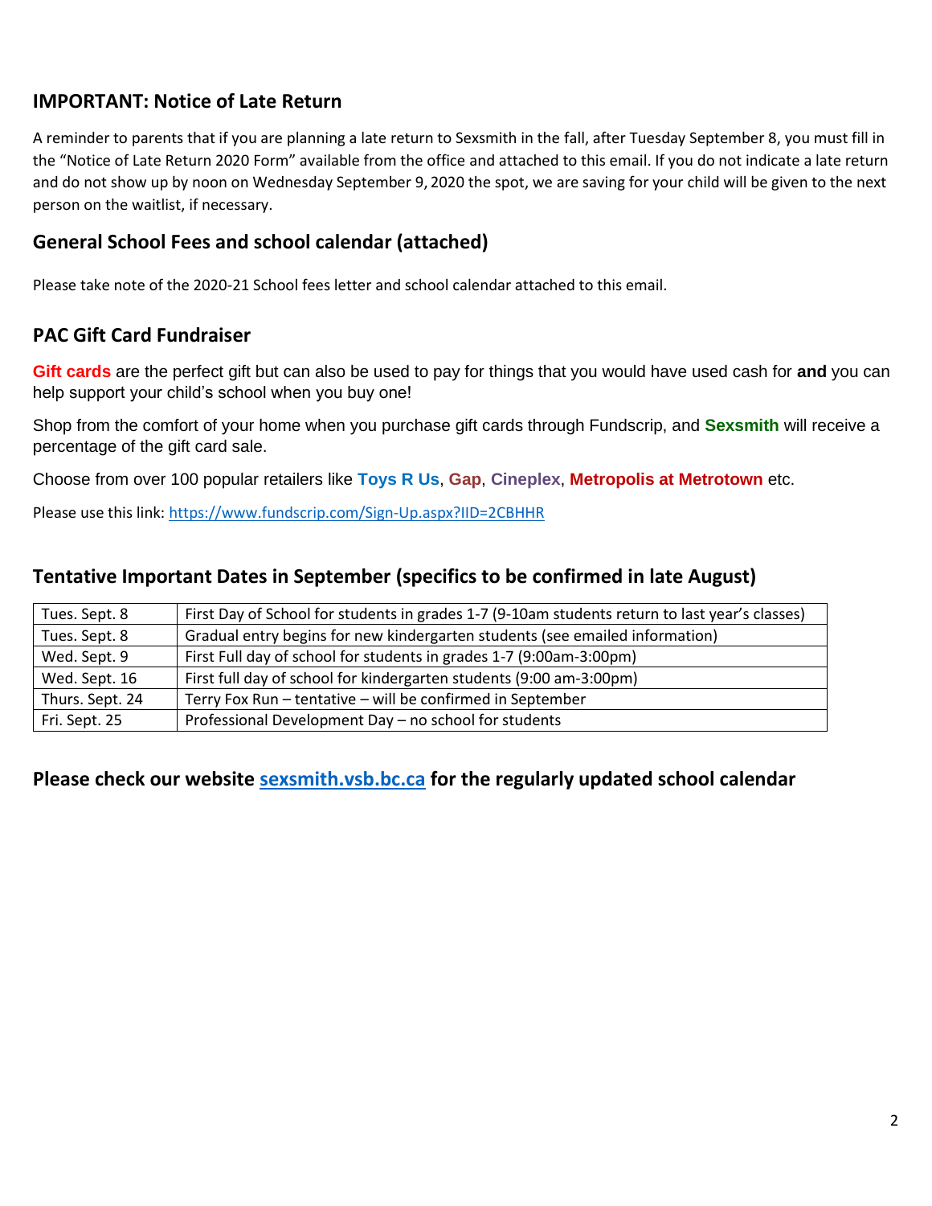## IMPORTANT: Notice of Late Return

A reminder to parents that if you are planning a late return to Sexsmith in the fall, after Tuesday September 8, you must fill in the "Notice of Late Return 2020 Form" available from the office and attached to this email. If you do not indicate a late return and do not show up by noon on Wednesday September 9, 2020 the spot, we are saving for your child will be given to the next person on the waitlist, if necessary.

## General School Fees and school calendar (attached)

Please take note of the 2020-21 School fees letter and school calendar attached to this email.

## PAC Gift Card Fundraiser

**Gift cards** are the perfect gift but can also be used to pay for things that you would have used cash for **and** you can help support your child's school when you buy one!

Shop from the comfort of your home when you purchase gift cards through Fundscrip, and **Sexsmith** will receive a percentage of the gift card sale.

Choose from over 100 popular retailers like **Toys R Us**, **Gap**, **Cineplex**, **Metropolis at Metrotown** etc.

Please use this link: https://www.fundscrip.com/Sign-Up.aspx?IID=2CBHHR

## Tentative Important Dates in September (specifics to be confirmed in late August)

| | |
|---|---|
| Tues. Sept. 8 | First Day of School for students in grades 1-7 (9-10am students return to last year's classes) |
| Tues. Sept. 8 | Gradual entry begins for new kindergarten students (see emailed information) |
| Wed. Sept. 9 | First Full day of school for students in grades 1-7 (9:00am-3:00pm) |
| Wed. Sept. 16 | First full day of school for kindergarten students (9:00 am-3:00pm) |
| Thurs. Sept. 24 | Terry Fox Run – tentative – will be confirmed in September |
| Fri. Sept. 25 | Professional Development Day – no school for students |

## Please check our website sexsmith.vsb.bc.ca for the regularly updated school calendar